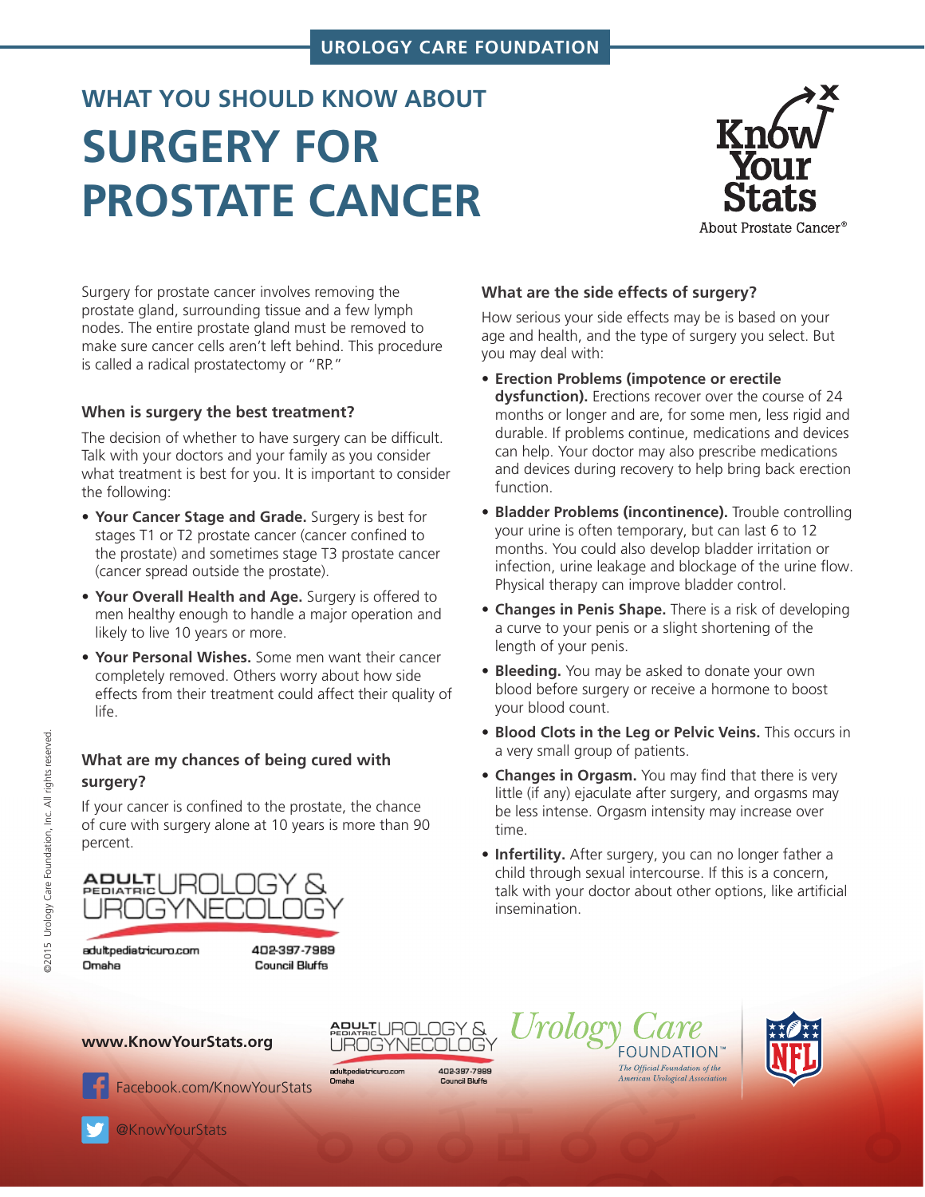UROLOGY CARE FOUNDATION

## WHAT YOU SHOULD KNOW ABOUT

# SURGERY FOR PROSTATE CANCER

Know Your Stats About Prostate Cancer®

Surgery for prostate cancer involves removing the prostate gland, surrounding tissue and a few lymph nodes. The entire prostate gland must be removed to make sure cancer cells aren't left behind. This procedure is called a radical prostatectomy or "RP."

### When is surgery the best treatment?

The decision of whether to have surgery can be difficult. Talk with your doctors and your family as you consider what treatment is best for you. It is important to consider the following:

- **Your Cancer Stage and Grade.** Surgery is best for stages T1 or T2 prostate cancer (cancer confined to the prostate) and sometimes stage T3 prostate cancer (cancer spread outside the prostate).
- **Your Overall Health and Age.** Surgery is offered to men healthy enough to handle a major operation and likely to live 10 years or more.
- **Your Personal Wishes.** Some men want their cancer completely removed. Others worry about how side effects from their treatment could affect their quality of life.

### What are my chances of being cured with surgery?

If your cancer is confined to the prostate, the chance of cure with surgery alone at 10 years is more than 90 percent.

ADULT PEDIATRIC UROLOGY & UROGYNECOLOGY
adultpediatricuro.com Omaha
402-397-7989 Council Bluffs

### What are the side effects of surgery?

How serious your side effects may be is based on your age and health, and the type of surgery you select. But you may deal with:

- **Erection Problems (impotence or erectile dysfunction).** Erections recover over the course of 24 months or longer and are, for some men, less rigid and durable. If problems continue, medications and devices can help. Your doctor may also prescribe medications and devices during recovery to help bring back erection function.
- **Bladder Problems (incontinence).** Trouble controlling your urine is often temporary, but can last 6 to 12 months. You could also develop bladder irritation or infection, urine leakage and blockage of the urine flow. Physical therapy can improve bladder control.
- **Changes in Penis Shape.** There is a risk of developing a curve to your penis or a slight shortening of the length of your penis.
- **Bleeding.** You may be asked to donate your own blood before surgery or receive a hormone to boost your blood count.
- **Blood Clots in the Leg or Pelvic Veins.** This occurs in a very small group of patients.
- **Changes in Orgasm.** You may find that there is very little (if any) ejaculate after surgery, and orgasms may be less intense. Orgasm intensity may increase over time.
- **Infertility.** After surgery, you can no longer father a child through sexual intercourse. If this is a concern, talk with your doctor about other options, like artificial insemination.

©2015 Urology Care Foundation, Inc. All rights reserved.

**www.KnowYourStats.org**

Facebook.com/KnowYourStats

@KnowYourStats

ADULT PEDIATRIC UROLOGY & UROGYNECOLOGY
adultpediatricuro.com Omaha
402-397-7989 Council Bluffs

Urology Care FOUNDATION™
*The Official Foundation of the American Urological Association*

NFL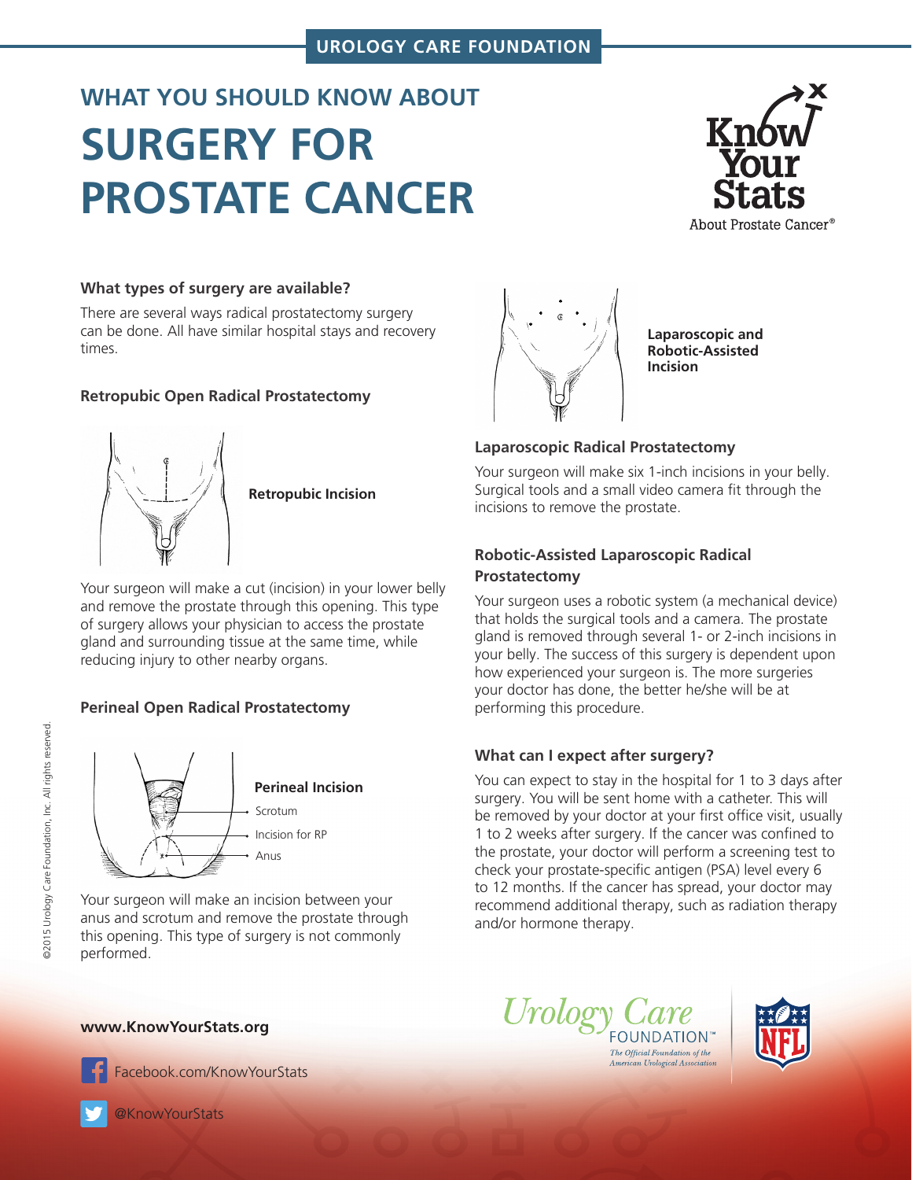UROLOGY CARE FOUNDATION

## WHAT YOU SHOULD KNOW ABOUT

# SURGERY FOR PROSTATE CANCER

Know Your Stats About Prostate Cancer®

### What types of surgery are available?

There are several ways radical prostatectomy surgery can be done. All have similar hospital stays and recovery times.

### Retropubic Open Radical Prostatectomy

**Retropubic Incision**

Your surgeon will make a cut (incision) in your lower belly and remove the prostate through this opening. This type of surgery allows your physician to access the prostate gland and surrounding tissue at the same time, while reducing injury to other nearby organs.

### Perineal Open Radical Prostatectomy

**Perineal Incision**

Scrotum

Incision for RP

Anus

Your surgeon will make an incision between your anus and scrotum and remove the prostate through this opening. This type of surgery is not commonly performed.

**Laparoscopic and Robotic-Assisted Incision**

### Laparoscopic Radical Prostatectomy

Your surgeon will make six 1-inch incisions in your belly. Surgical tools and a small video camera fit through the incisions to remove the prostate.

### Robotic-Assisted Laparoscopic Radical Prostatectomy

Your surgeon uses a robotic system (a mechanical device) that holds the surgical tools and a camera. The prostate gland is removed through several 1- or 2-inch incisions in your belly. The success of this surgery is dependent upon how experienced your surgeon is. The more surgeries your doctor has done, the better he/she will be at performing this procedure.

### What can I expect after surgery?

You can expect to stay in the hospital for 1 to 3 days after surgery. You will be sent home with a catheter. This will be removed by your doctor at your first office visit, usually 1 to 2 weeks after surgery. If the cancer was confined to the prostate, your doctor will perform a screening test to check your prostate-specific antigen (PSA) level every 6 to 12 months. If the cancer has spread, your doctor may recommend additional therapy, such as radiation therapy and/or hormone therapy.

**www.KnowYourStats.org**

Facebook.com/KnowYourStats

@KnowYourStats

Urology Care FOUNDATION™

*The Official Foundation of the American Urological Association*

NFL

©2015 Urology Care Foundation, Inc. All rights reserved.